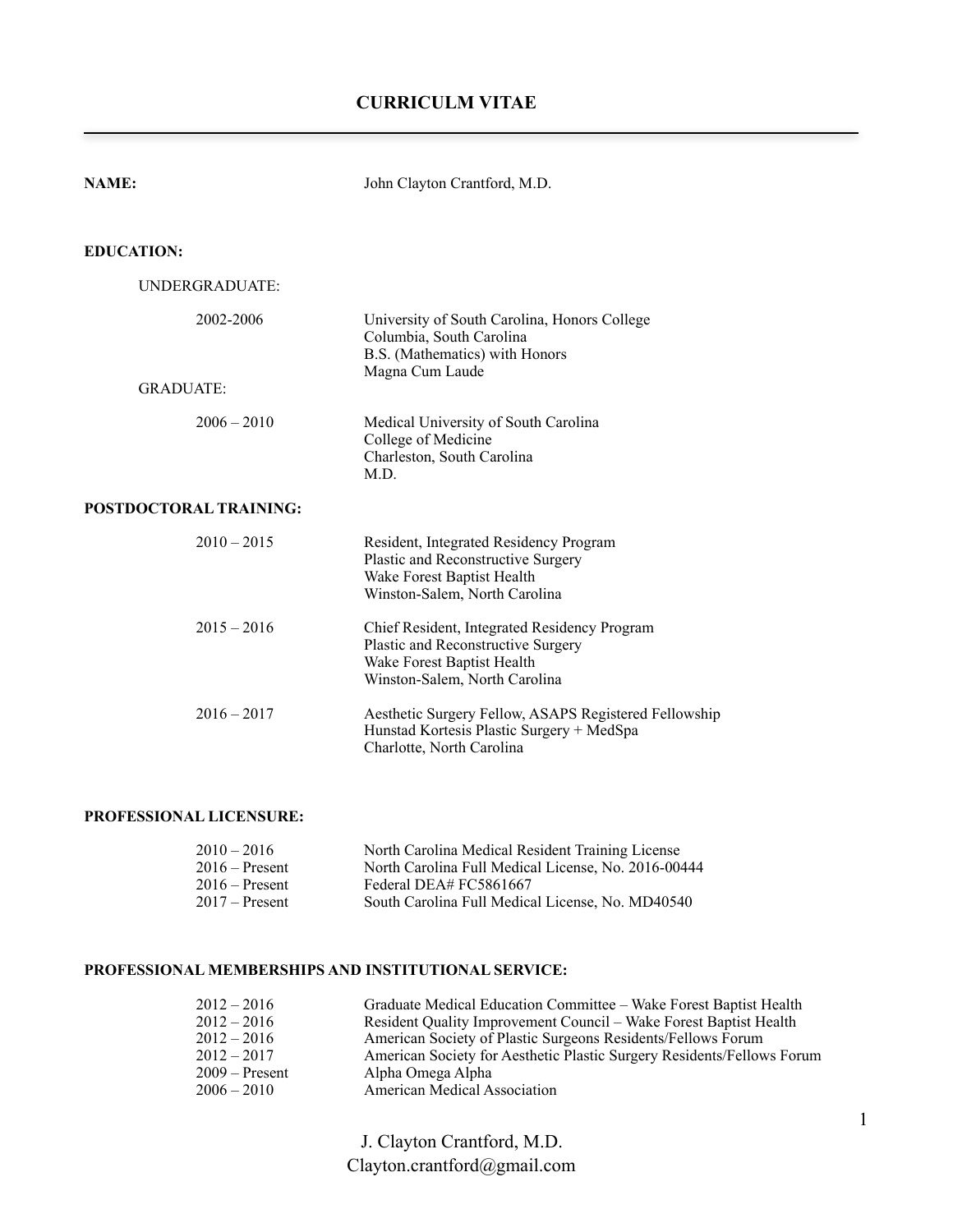# CURRICULM VITAE

**NAME:** John Clayton Crantford, M.D.

## EDUCATION:

### UNDERGRADUATE:

| | |
|---|---|
| 2002-2006 | University of South Carolina, Honors College<br>Columbia, South Carolina<br>B.S. (Mathematics) with Honors<br>Magna Cum Laude |

### GRADUATE:

| | |
|---|---|
| 2006 – 2010 | Medical University of South Carolina<br>College of Medicine<br>Charleston, South Carolina<br>M.D. |

## POSTDOCTORAL TRAINING:

| | |
|---|---|
| 2010 – 2015 | Resident, Integrated Residency Program<br>Plastic and Reconstructive Surgery<br>Wake Forest Baptist Health<br>Winston-Salem, North Carolina |
| 2015 – 2016 | Chief Resident, Integrated Residency Program<br>Plastic and Reconstructive Surgery<br>Wake Forest Baptist Health<br>Winston-Salem, North Carolina |
| 2016 – 2017 | Aesthetic Surgery Fellow, ASAPS Registered Fellowship<br>Hunstad Kortesis Plastic Surgery + MedSpa<br>Charlotte, North Carolina |

## PROFESSIONAL LICENSURE:

| | |
|---|---|
| 2010 – 2016 | North Carolina Medical Resident Training License |
| 2016 – Present | North Carolina Full Medical License, No. 2016-00444 |
| 2016 – Present | Federal DEA# FC5861667 |
| 2017 – Present | South Carolina Full Medical License, No. MD40540 |

## PROFESSIONAL MEMBERSHIPS AND INSTITUTIONAL SERVICE:

| | |
|---|---|
| 2012 – 2016 | Graduate Medical Education Committee – Wake Forest Baptist Health |
| 2012 – 2016 | Resident Quality Improvement Council – Wake Forest Baptist Health |
| 2012 – 2016 | American Society of Plastic Surgeons Residents/Fellows Forum |
| 2012 – 2017 | American Society for Aesthetic Plastic Surgery Residents/Fellows Forum |
| 2009 – Present | Alpha Omega Alpha |
| 2006 – 2010 | American Medical Association |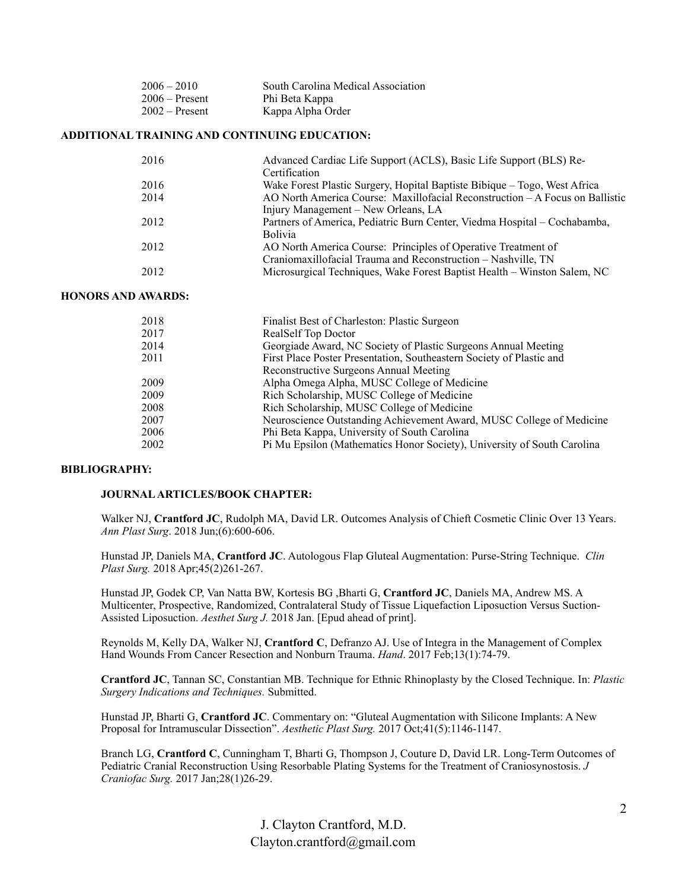| | |
|---|---|
| 2006 – 2010 | South Carolina Medical Association |
| 2006 – Present | Phi Beta Kappa |
| 2002 – Present | Kappa Alpha Order |

## ADDITIONAL TRAINING AND CONTINUING EDUCATION:

| | |
|---|---|
| 2016 | Advanced Cardiac Life Support (ACLS), Basic Life Support (BLS) Re-Certification |
| 2016 | Wake Forest Plastic Surgery, Hopital Baptiste Bibique – Togo, West Africa |
| 2014 | AO North America Course: Maxillofacial Reconstruction – A Focus on Ballistic Injury Management – New Orleans, LA |
| 2012 | Partners of America, Pediatric Burn Center, Viedma Hospital – Cochabamba, Bolivia |
| 2012 | AO North America Course: Principles of Operative Treatment of Craniomaxillofacial Trauma and Reconstruction – Nashville, TN |
| 2012 | Microsurgical Techniques, Wake Forest Baptist Health – Winston Salem, NC |

## HONORS AND AWARDS:

| | |
|---|---|
| 2018 | Finalist Best of Charleston: Plastic Surgeon |
| 2017 | RealSelf Top Doctor |
| 2014 | Georgiade Award, NC Society of Plastic Surgeons Annual Meeting |
| 2011 | First Place Poster Presentation, Southeastern Society of Plastic and Reconstructive Surgeons Annual Meeting |
| 2009 | Alpha Omega Alpha, MUSC College of Medicine |
| 2009 | Rich Scholarship, MUSC College of Medicine |
| 2008 | Rich Scholarship, MUSC College of Medicine |
| 2007 | Neuroscience Outstanding Achievement Award, MUSC College of Medicine |
| 2006 | Phi Beta Kappa, University of South Carolina |
| 2002 | Pi Mu Epsilon (Mathematics Honor Society), University of South Carolina |

## BIBLIOGRAPHY:

### JOURNAL ARTICLES/BOOK CHAPTER:

Walker NJ, **Crantford JC**, Rudolph MA, David LR. Outcomes Analysis of Chieft Cosmetic Clinic Over 13 Years. *Ann Plast Surg*. 2018 Jun;(6):600-606.

Hunstad JP, Daniels MA, **Crantford JC**. Autologous Flap Gluteal Augmentation: Purse-String Technique. *Clin Plast Surg.* 2018 Apr;45(2)261-267.

Hunstad JP, Godek CP, Van Natta BW, Kortesis BG ,Bharti G, **Crantford JC**, Daniels MA, Andrew MS. A Multicenter, Prospective, Randomized, Contralateral Study of Tissue Liquefaction Liposuction Versus Suction-Assisted Liposuction. *Aesthet Surg J.* 2018 Jan. [Epud ahead of print].

Reynolds M, Kelly DA, Walker NJ, **Crantford C**, Defranzo AJ. Use of Integra in the Management of Complex Hand Wounds From Cancer Resection and Nonburn Trauma. *Hand*. 2017 Feb;13(1):74-79.

**Crantford JC**, Tannan SC, Constantian MB. Technique for Ethnic Rhinoplasty by the Closed Technique. In: *Plastic Surgery Indications and Techniques.* Submitted.

Hunstad JP, Bharti G, **Crantford JC**. Commentary on: "Gluteal Augmentation with Silicone Implants: A New Proposal for Intramuscular Dissection". *Aesthetic Plast Surg.* 2017 Oct;41(5):1146-1147.

Branch LG, **Crantford C**, Cunningham T, Bharti G, Thompson J, Couture D, David LR. Long-Term Outcomes of Pediatric Cranial Reconstruction Using Resorbable Plating Systems for the Treatment of Craniosynostosis. *J Craniofac Surg.* 2017 Jan;28(1)26-29.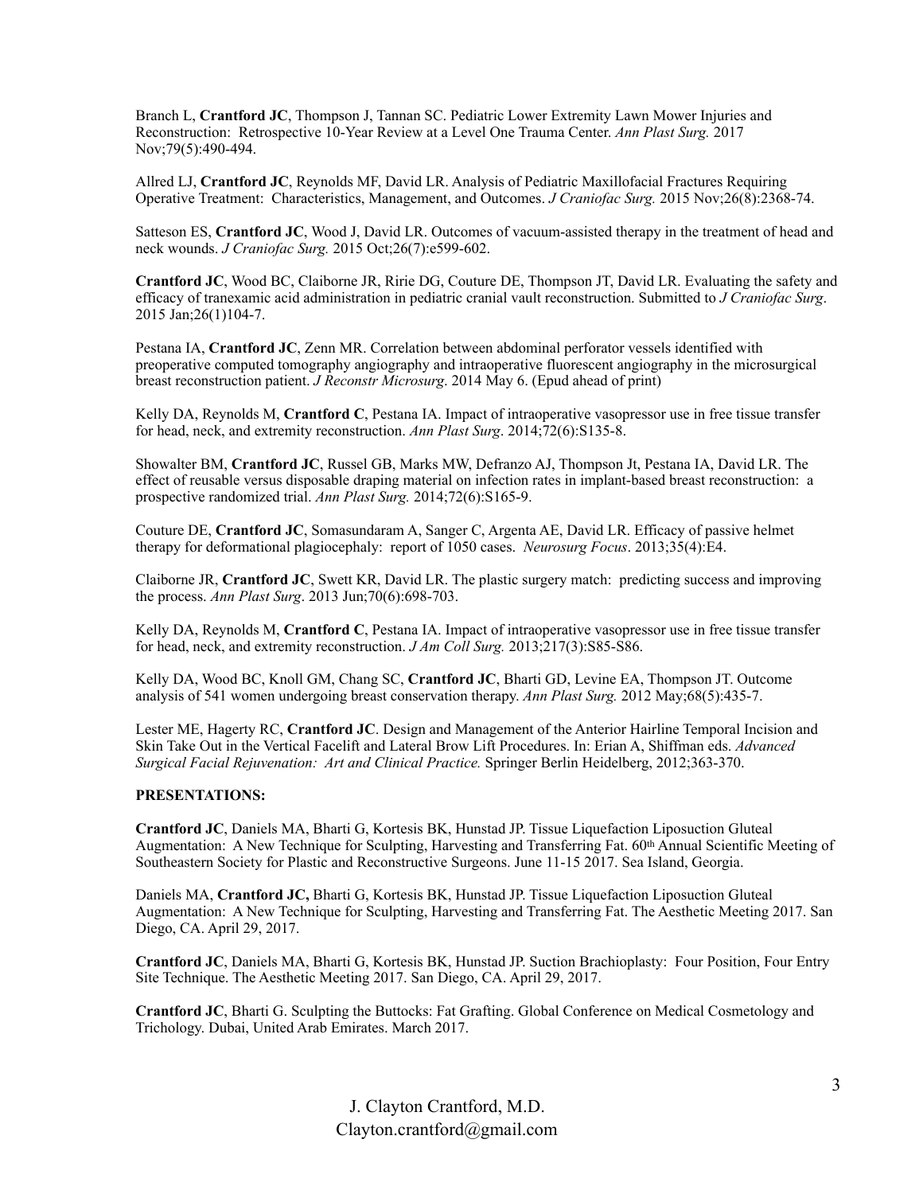Branch L, **Crantford JC**, Thompson J, Tannan SC. Pediatric Lower Extremity Lawn Mower Injuries and Reconstruction: Retrospective 10-Year Review at a Level One Trauma Center. *Ann Plast Surg.* 2017 Nov;79(5):490-494.

Allred LJ, **Crantford JC**, Reynolds MF, David LR. Analysis of Pediatric Maxillofacial Fractures Requiring Operative Treatment: Characteristics, Management, and Outcomes. *J Craniofac Surg.* 2015 Nov;26(8):2368-74.

Satteson ES, **Crantford JC**, Wood J, David LR. Outcomes of vacuum-assisted therapy in the treatment of head and neck wounds. *J Craniofac Surg.* 2015 Oct;26(7):e599-602.

**Crantford JC**, Wood BC, Claiborne JR, Ririe DG, Couture DE, Thompson JT, David LR. Evaluating the safety and efficacy of tranexamic acid administration in pediatric cranial vault reconstruction. Submitted to *J Craniofac Surg*. 2015 Jan;26(1)104-7.

Pestana IA, **Crantford JC**, Zenn MR. Correlation between abdominal perforator vessels identified with preoperative computed tomography angiography and intraoperative fluorescent angiography in the microsurgical breast reconstruction patient. *J Reconstr Microsurg*. 2014 May 6. (Epud ahead of print)

Kelly DA, Reynolds M, **Crantford C**, Pestana IA. Impact of intraoperative vasopressor use in free tissue transfer for head, neck, and extremity reconstruction. *Ann Plast Surg*. 2014;72(6):S135-8.

Showalter BM, **Crantford JC**, Russel GB, Marks MW, Defranzo AJ, Thompson Jt, Pestana IA, David LR. The effect of reusable versus disposable draping material on infection rates in implant-based breast reconstruction: a prospective randomized trial. *Ann Plast Surg.* 2014;72(6):S165-9.

Couture DE, **Crantford JC**, Somasundaram A, Sanger C, Argenta AE, David LR. Efficacy of passive helmet therapy for deformational plagiocephaly: report of 1050 cases. *Neurosurg Focus*. 2013;35(4):E4.

Claiborne JR, **Crantford JC**, Swett KR, David LR. The plastic surgery match: predicting success and improving the process. *Ann Plast Surg*. 2013 Jun;70(6):698-703.

Kelly DA, Reynolds M, **Crantford C**, Pestana IA. Impact of intraoperative vasopressor use in free tissue transfer for head, neck, and extremity reconstruction. *J Am Coll Surg.* 2013;217(3):S85-S86.

Kelly DA, Wood BC, Knoll GM, Chang SC, **Crantford JC**, Bharti GD, Levine EA, Thompson JT. Outcome analysis of 541 women undergoing breast conservation therapy. *Ann Plast Surg.* 2012 May;68(5):435-7.

Lester ME, Hagerty RC, **Crantford JC**. Design and Management of the Anterior Hairline Temporal Incision and Skin Take Out in the Vertical Facelift and Lateral Brow Lift Procedures. In: Erian A, Shiffman eds. *Advanced Surgical Facial Rejuvenation: Art and Clinical Practice.* Springer Berlin Heidelberg, 2012;363-370.

**PRESENTATIONS:**

**Crantford JC**, Daniels MA, Bharti G, Kortesis BK, Hunstad JP. Tissue Liquefaction Liposuction Gluteal Augmentation: A New Technique for Sculpting, Harvesting and Transferring Fat. 60th Annual Scientific Meeting of Southeastern Society for Plastic and Reconstructive Surgeons. June 11-15 2017. Sea Island, Georgia.

Daniels MA, **Crantford JC,** Bharti G, Kortesis BK, Hunstad JP. Tissue Liquefaction Liposuction Gluteal Augmentation: A New Technique for Sculpting, Harvesting and Transferring Fat. The Aesthetic Meeting 2017. San Diego, CA. April 29, 2017.

**Crantford JC**, Daniels MA, Bharti G, Kortesis BK, Hunstad JP. Suction Brachioplasty: Four Position, Four Entry Site Technique. The Aesthetic Meeting 2017. San Diego, CA. April 29, 2017.

**Crantford JC**, Bharti G. Sculpting the Buttocks: Fat Grafting. Global Conference on Medical Cosmetology and Trichology. Dubai, United Arab Emirates. March 2017.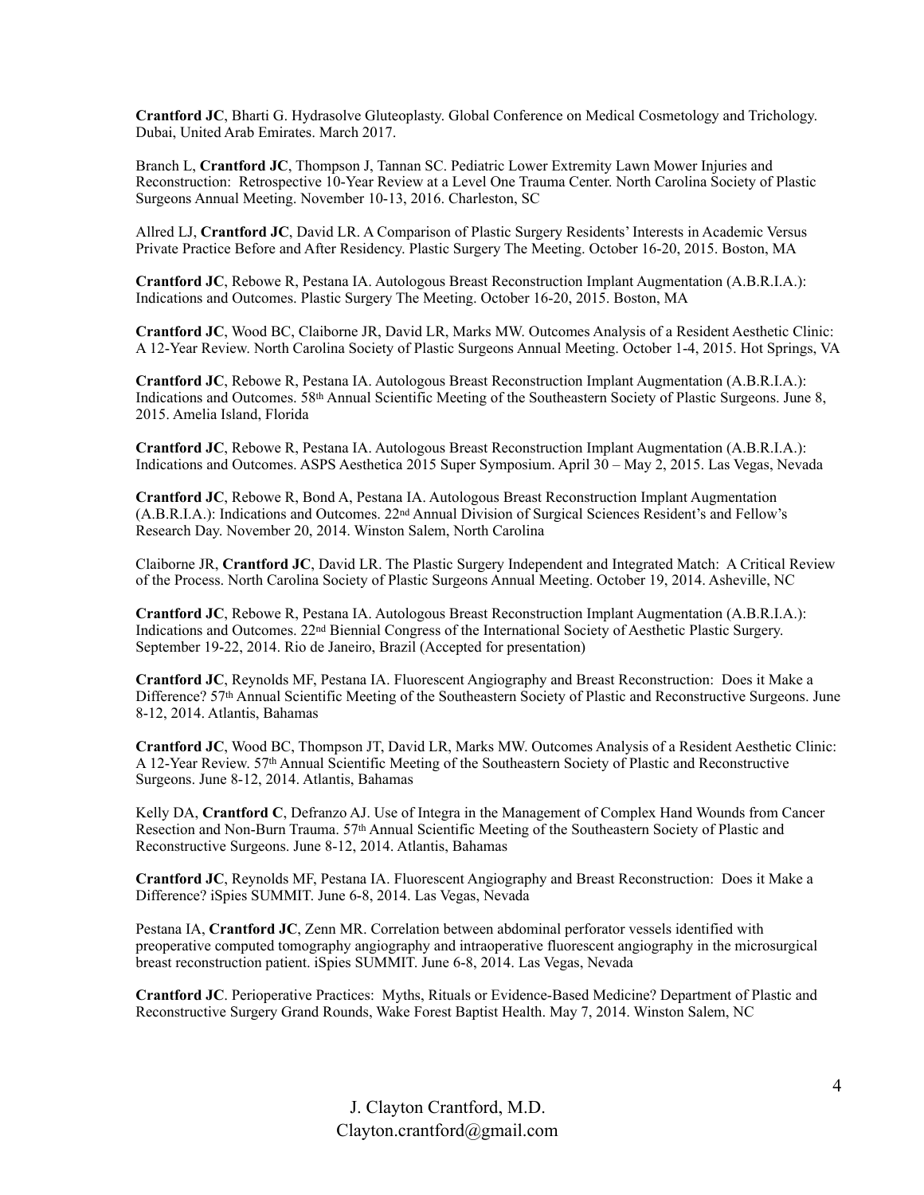**Crantford JC**, Bharti G. Hydrasolve Gluteoplasty. Global Conference on Medical Cosmetology and Trichology. Dubai, United Arab Emirates. March 2017.

Branch L, **Crantford JC**, Thompson J, Tannan SC. Pediatric Lower Extremity Lawn Mower Injuries and Reconstruction: Retrospective 10-Year Review at a Level One Trauma Center. North Carolina Society of Plastic Surgeons Annual Meeting. November 10-13, 2016. Charleston, SC

Allred LJ, **Crantford JC**, David LR. A Comparison of Plastic Surgery Residents' Interests in Academic Versus Private Practice Before and After Residency. Plastic Surgery The Meeting. October 16-20, 2015. Boston, MA

**Crantford JC**, Rebowe R, Pestana IA. Autologous Breast Reconstruction Implant Augmentation (A.B.R.I.A.): Indications and Outcomes. Plastic Surgery The Meeting. October 16-20, 2015. Boston, MA

**Crantford JC**, Wood BC, Claiborne JR, David LR, Marks MW. Outcomes Analysis of a Resident Aesthetic Clinic: A 12-Year Review. North Carolina Society of Plastic Surgeons Annual Meeting. October 1-4, 2015. Hot Springs, VA

**Crantford JC**, Rebowe R, Pestana IA. Autologous Breast Reconstruction Implant Augmentation (A.B.R.I.A.): Indications and Outcomes. 58th Annual Scientific Meeting of the Southeastern Society of Plastic Surgeons. June 8, 2015. Amelia Island, Florida

**Crantford JC**, Rebowe R, Pestana IA. Autologous Breast Reconstruction Implant Augmentation (A.B.R.I.A.): Indications and Outcomes. ASPS Aesthetica 2015 Super Symposium. April 30 – May 2, 2015. Las Vegas, Nevada

**Crantford JC**, Rebowe R, Bond A, Pestana IA. Autologous Breast Reconstruction Implant Augmentation (A.B.R.I.A.): Indications and Outcomes. 22nd Annual Division of Surgical Sciences Resident's and Fellow's Research Day. November 20, 2014. Winston Salem, North Carolina

Claiborne JR, **Crantford JC**, David LR. The Plastic Surgery Independent and Integrated Match: A Critical Review of the Process. North Carolina Society of Plastic Surgeons Annual Meeting. October 19, 2014. Asheville, NC

**Crantford JC**, Rebowe R, Pestana IA. Autologous Breast Reconstruction Implant Augmentation (A.B.R.I.A.): Indications and Outcomes. 22nd Biennial Congress of the International Society of Aesthetic Plastic Surgery. September 19-22, 2014. Rio de Janeiro, Brazil (Accepted for presentation)

**Crantford JC**, Reynolds MF, Pestana IA. Fluorescent Angiography and Breast Reconstruction: Does it Make a Difference? 57th Annual Scientific Meeting of the Southeastern Society of Plastic and Reconstructive Surgeons. June 8-12, 2014. Atlantis, Bahamas

**Crantford JC**, Wood BC, Thompson JT, David LR, Marks MW. Outcomes Analysis of a Resident Aesthetic Clinic: A 12-Year Review. 57th Annual Scientific Meeting of the Southeastern Society of Plastic and Reconstructive Surgeons. June 8-12, 2014. Atlantis, Bahamas

Kelly DA, **Crantford C**, Defranzo AJ. Use of Integra in the Management of Complex Hand Wounds from Cancer Resection and Non-Burn Trauma. 57th Annual Scientific Meeting of the Southeastern Society of Plastic and Reconstructive Surgeons. June 8-12, 2014. Atlantis, Bahamas

**Crantford JC**, Reynolds MF, Pestana IA. Fluorescent Angiography and Breast Reconstruction: Does it Make a Difference? iSpies SUMMIT. June 6-8, 2014. Las Vegas, Nevada

Pestana IA, **Crantford JC**, Zenn MR. Correlation between abdominal perforator vessels identified with preoperative computed tomography angiography and intraoperative fluorescent angiography in the microsurgical breast reconstruction patient. iSpies SUMMIT. June 6-8, 2014. Las Vegas, Nevada

**Crantford JC**. Perioperative Practices: Myths, Rituals or Evidence-Based Medicine? Department of Plastic and Reconstructive Surgery Grand Rounds, Wake Forest Baptist Health. May 7, 2014. Winston Salem, NC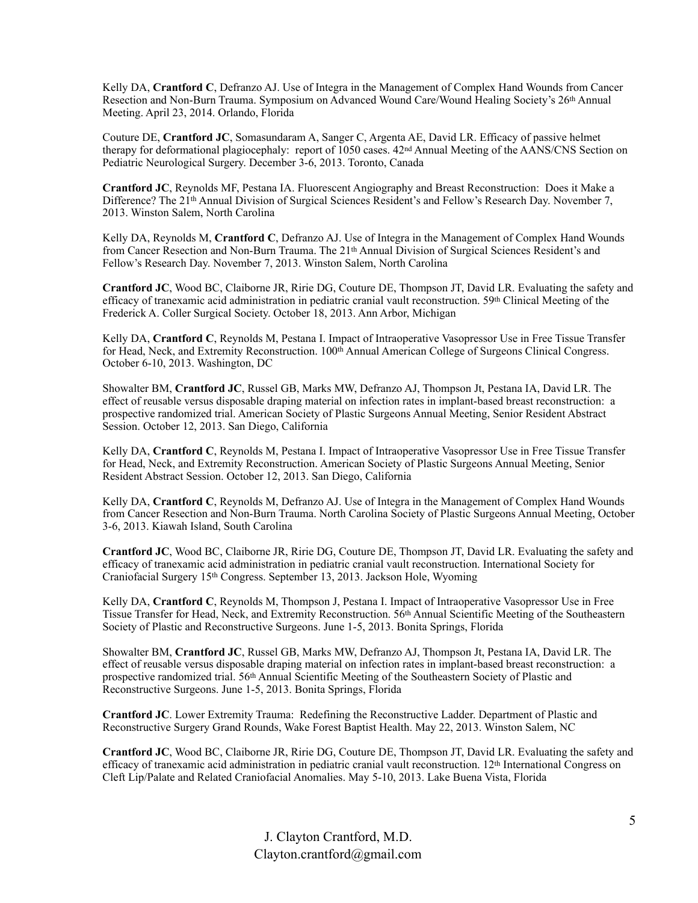Kelly DA, **Crantford C**, Defranzo AJ. Use of Integra in the Management of Complex Hand Wounds from Cancer Resection and Non-Burn Trauma. Symposium on Advanced Wound Care/Wound Healing Society's 26th Annual Meeting. April 23, 2014. Orlando, Florida

Couture DE, **Crantford JC**, Somasundaram A, Sanger C, Argenta AE, David LR. Efficacy of passive helmet therapy for deformational plagiocephaly: report of 1050 cases. 42nd Annual Meeting of the AANS/CNS Section on Pediatric Neurological Surgery. December 3-6, 2013. Toronto, Canada

**Crantford JC**, Reynolds MF, Pestana IA. Fluorescent Angiography and Breast Reconstruction: Does it Make a Difference? The 21th Annual Division of Surgical Sciences Resident's and Fellow's Research Day. November 7, 2013. Winston Salem, North Carolina

Kelly DA, Reynolds M, **Crantford C**, Defranzo AJ. Use of Integra in the Management of Complex Hand Wounds from Cancer Resection and Non-Burn Trauma. The 21th Annual Division of Surgical Sciences Resident's and Fellow's Research Day. November 7, 2013. Winston Salem, North Carolina

**Crantford JC**, Wood BC, Claiborne JR, Ririe DG, Couture DE, Thompson JT, David LR. Evaluating the safety and efficacy of tranexamic acid administration in pediatric cranial vault reconstruction. 59th Clinical Meeting of the Frederick A. Coller Surgical Society. October 18, 2013. Ann Arbor, Michigan

Kelly DA, **Crantford C**, Reynolds M, Pestana I. Impact of Intraoperative Vasopressor Use in Free Tissue Transfer for Head, Neck, and Extremity Reconstruction. 100th Annual American College of Surgeons Clinical Congress. October 6-10, 2013. Washington, DC

Showalter BM, **Crantford JC**, Russel GB, Marks MW, Defranzo AJ, Thompson Jt, Pestana IA, David LR. The effect of reusable versus disposable draping material on infection rates in implant-based breast reconstruction: a prospective randomized trial. American Society of Plastic Surgeons Annual Meeting, Senior Resident Abstract Session. October 12, 2013. San Diego, California

Kelly DA, **Crantford C**, Reynolds M, Pestana I. Impact of Intraoperative Vasopressor Use in Free Tissue Transfer for Head, Neck, and Extremity Reconstruction. American Society of Plastic Surgeons Annual Meeting, Senior Resident Abstract Session. October 12, 2013. San Diego, California

Kelly DA, **Crantford C**, Reynolds M, Defranzo AJ. Use of Integra in the Management of Complex Hand Wounds from Cancer Resection and Non-Burn Trauma. North Carolina Society of Plastic Surgeons Annual Meeting, October 3-6, 2013. Kiawah Island, South Carolina

**Crantford JC**, Wood BC, Claiborne JR, Ririe DG, Couture DE, Thompson JT, David LR. Evaluating the safety and efficacy of tranexamic acid administration in pediatric cranial vault reconstruction. International Society for Craniofacial Surgery 15th Congress. September 13, 2013. Jackson Hole, Wyoming

Kelly DA, **Crantford C**, Reynolds M, Thompson J, Pestana I. Impact of Intraoperative Vasopressor Use in Free Tissue Transfer for Head, Neck, and Extremity Reconstruction. 56th Annual Scientific Meeting of the Southeastern Society of Plastic and Reconstructive Surgeons. June 1-5, 2013. Bonita Springs, Florida

Showalter BM, **Crantford JC**, Russel GB, Marks MW, Defranzo AJ, Thompson Jt, Pestana IA, David LR. The effect of reusable versus disposable draping material on infection rates in implant-based breast reconstruction: a prospective randomized trial. 56th Annual Scientific Meeting of the Southeastern Society of Plastic and Reconstructive Surgeons. June 1-5, 2013. Bonita Springs, Florida

**Crantford JC**. Lower Extremity Trauma: Redefining the Reconstructive Ladder. Department of Plastic and Reconstructive Surgery Grand Rounds, Wake Forest Baptist Health. May 22, 2013. Winston Salem, NC

**Crantford JC**, Wood BC, Claiborne JR, Ririe DG, Couture DE, Thompson JT, David LR. Evaluating the safety and efficacy of tranexamic acid administration in pediatric cranial vault reconstruction. 12th International Congress on Cleft Lip/Palate and Related Craniofacial Anomalies. May 5-10, 2013. Lake Buena Vista, Florida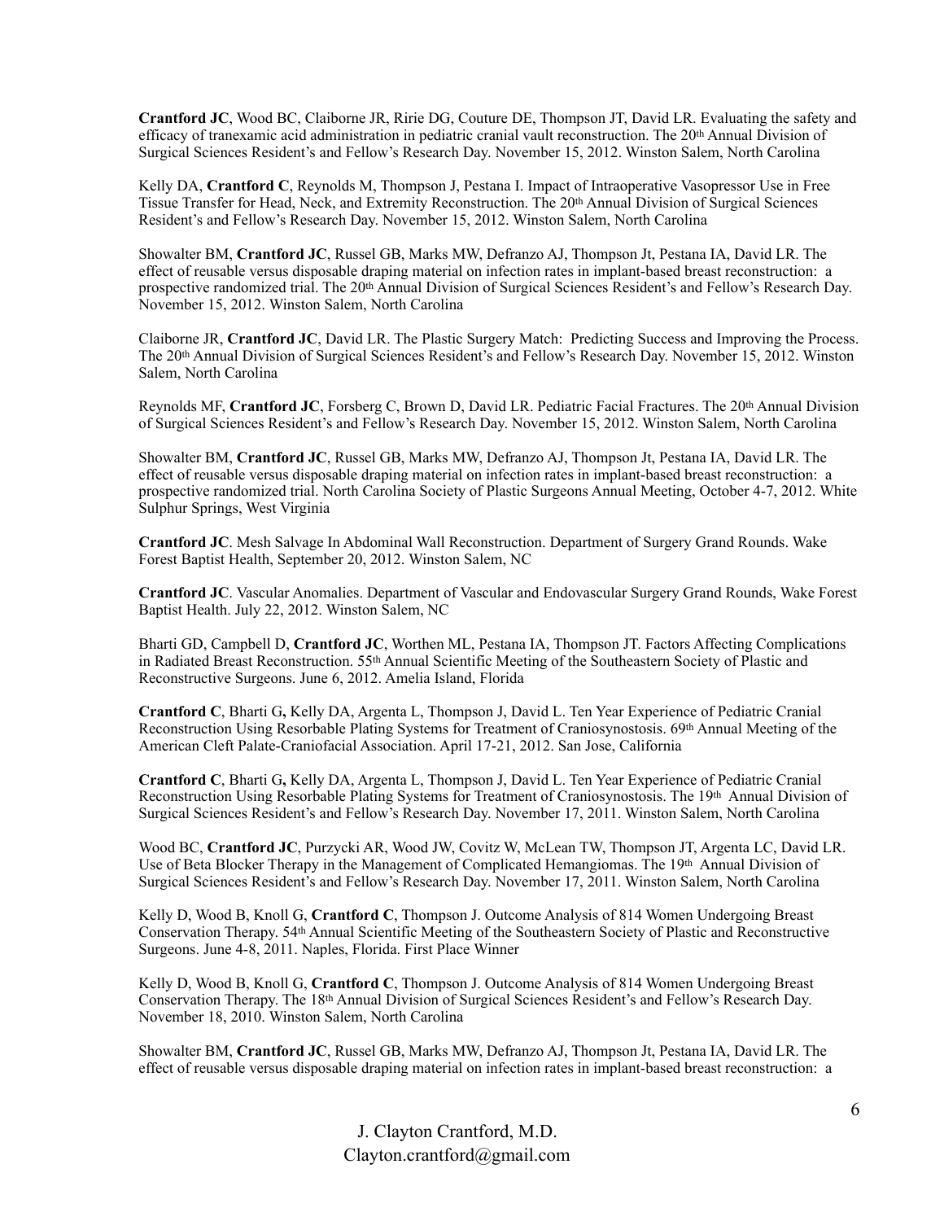**Crantford JC**, Wood BC, Claiborne JR, Ririe DG, Couture DE, Thompson JT, David LR. Evaluating the safety and efficacy of tranexamic acid administration in pediatric cranial vault reconstruction. The 20th Annual Division of Surgical Sciences Resident's and Fellow's Research Day. November 15, 2012. Winston Salem, North Carolina

Kelly DA, **Crantford C**, Reynolds M, Thompson J, Pestana I. Impact of Intraoperative Vasopressor Use in Free Tissue Transfer for Head, Neck, and Extremity Reconstruction. The 20th Annual Division of Surgical Sciences Resident's and Fellow's Research Day. November 15, 2012. Winston Salem, North Carolina

Showalter BM, **Crantford JC**, Russel GB, Marks MW, Defranzo AJ, Thompson Jt, Pestana IA, David LR. The effect of reusable versus disposable draping material on infection rates in implant-based breast reconstruction: a prospective randomized trial. The 20th Annual Division of Surgical Sciences Resident's and Fellow's Research Day. November 15, 2012. Winston Salem, North Carolina

Claiborne JR, **Crantford JC**, David LR. The Plastic Surgery Match: Predicting Success and Improving the Process. The 20th Annual Division of Surgical Sciences Resident's and Fellow's Research Day. November 15, 2012. Winston Salem, North Carolina

Reynolds MF, **Crantford JC**, Forsberg C, Brown D, David LR. Pediatric Facial Fractures. The 20th Annual Division of Surgical Sciences Resident's and Fellow's Research Day. November 15, 2012. Winston Salem, North Carolina

Showalter BM, **Crantford JC**, Russel GB, Marks MW, Defranzo AJ, Thompson Jt, Pestana IA, David LR. The effect of reusable versus disposable draping material on infection rates in implant-based breast reconstruction: a prospective randomized trial. North Carolina Society of Plastic Surgeons Annual Meeting, October 4-7, 2012. White Sulphur Springs, West Virginia

**Crantford JC**. Mesh Salvage In Abdominal Wall Reconstruction. Department of Surgery Grand Rounds. Wake Forest Baptist Health, September 20, 2012. Winston Salem, NC

**Crantford JC**. Vascular Anomalies. Department of Vascular and Endovascular Surgery Grand Rounds, Wake Forest Baptist Health. July 22, 2012. Winston Salem, NC

Bharti GD, Campbell D, **Crantford JC**, Worthen ML, Pestana IA, Thompson JT. Factors Affecting Complications in Radiated Breast Reconstruction. 55th Annual Scientific Meeting of the Southeastern Society of Plastic and Reconstructive Surgeons. June 6, 2012. Amelia Island, Florida

**Crantford C**, Bharti G**,** Kelly DA, Argenta L, Thompson J, David L. Ten Year Experience of Pediatric Cranial Reconstruction Using Resorbable Plating Systems for Treatment of Craniosynostosis. 69th Annual Meeting of the American Cleft Palate-Craniofacial Association. April 17-21, 2012. San Jose, California

**Crantford C**, Bharti G**,** Kelly DA, Argenta L, Thompson J, David L. Ten Year Experience of Pediatric Cranial Reconstruction Using Resorbable Plating Systems for Treatment of Craniosynostosis. The 19th Annual Division of Surgical Sciences Resident's and Fellow's Research Day. November 17, 2011. Winston Salem, North Carolina

Wood BC, **Crantford JC**, Purzycki AR, Wood JW, Covitz W, McLean TW, Thompson JT, Argenta LC, David LR. Use of Beta Blocker Therapy in the Management of Complicated Hemangiomas. The 19th Annual Division of Surgical Sciences Resident's and Fellow's Research Day. November 17, 2011. Winston Salem, North Carolina

Kelly D, Wood B, Knoll G, **Crantford C**, Thompson J. Outcome Analysis of 814 Women Undergoing Breast Conservation Therapy. 54th Annual Scientific Meeting of the Southeastern Society of Plastic and Reconstructive Surgeons. June 4-8, 2011. Naples, Florida. First Place Winner

Kelly D, Wood B, Knoll G, **Crantford C**, Thompson J. Outcome Analysis of 814 Women Undergoing Breast Conservation Therapy. The 18th Annual Division of Surgical Sciences Resident's and Fellow's Research Day. November 18, 2010. Winston Salem, North Carolina

Showalter BM, **Crantford JC**, Russel GB, Marks MW, Defranzo AJ, Thompson Jt, Pestana IA, David LR. The effect of reusable versus disposable draping material on infection rates in implant-based breast reconstruction: a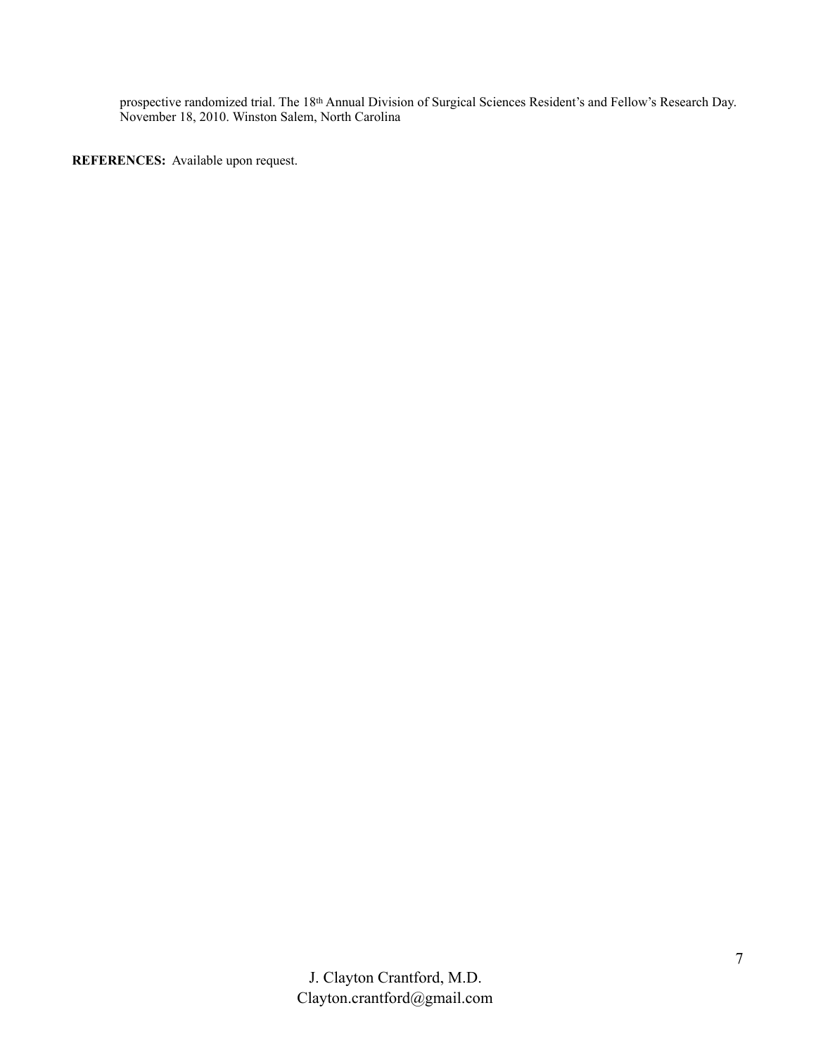prospective randomized trial. The 18th Annual Division of Surgical Sciences Resident's and Fellow's Research Day. November 18, 2010. Winston Salem, North Carolina

**REFERENCES:** Available upon request.